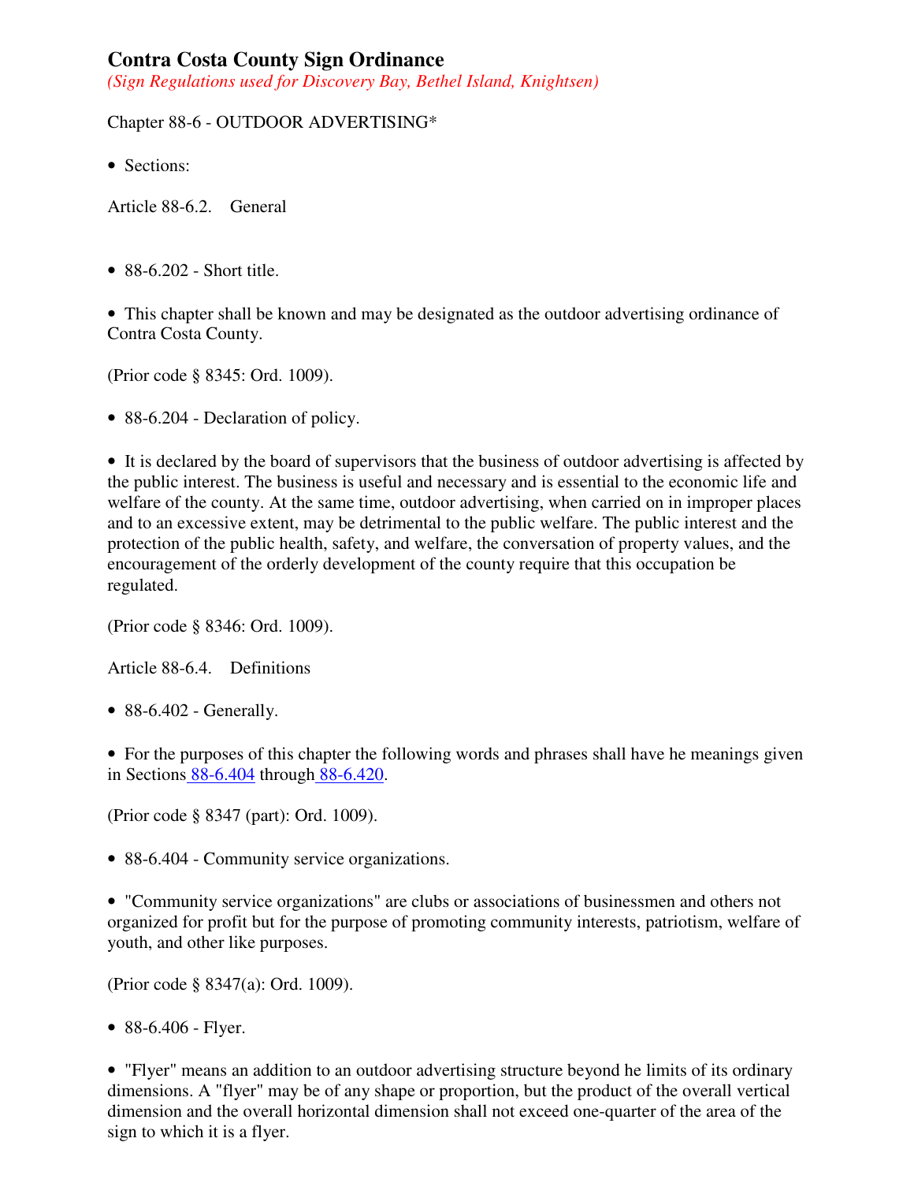# Contra Costa County Sign Ordinance

*(Sign Regulations used for Discovery Bay, Bethel Island, Knightsen)*

Chapter 88-6 - OUTDOOR ADVERTISING*

- Sections:

Article 88-6.2. General

- 88-6.202 - Short title.

- This chapter shall be known and may be designated as the outdoor advertising ordinance of Contra Costa County.

(Prior code § 8345: Ord. 1009).

- 88-6.204 - Declaration of policy.

- It is declared by the board of supervisors that the business of outdoor advertising is affected by the public interest. The business is useful and necessary and is essential to the economic life and welfare of the county. At the same time, outdoor advertising, when carried on in improper places and to an excessive extent, may be detrimental to the public welfare. The public interest and the protection of the public health, safety, and welfare, the conversation of property values, and the encouragement of the orderly development of the county require that this occupation be regulated.

(Prior code § 8346: Ord. 1009).

Article 88-6.4. Definitions

- 88-6.402 - Generally.

- For the purposes of this chapter the following words and phrases shall have he meanings given in Sections 88-6.404 through 88-6.420.

(Prior code § 8347 (part): Ord. 1009).

- 88-6.404 - Community service organizations.

- "Community service organizations" are clubs or associations of businessmen and others not organized for profit but for the purpose of promoting community interests, patriotism, welfare of youth, and other like purposes.

(Prior code § 8347(a): Ord. 1009).

- 88-6.406 - Flyer.

- "Flyer" means an addition to an outdoor advertising structure beyond he limits of its ordinary dimensions. A "flyer" may be of any shape or proportion, but the product of the overall vertical dimension and the overall horizontal dimension shall not exceed one-quarter of the area of the sign to which it is a flyer.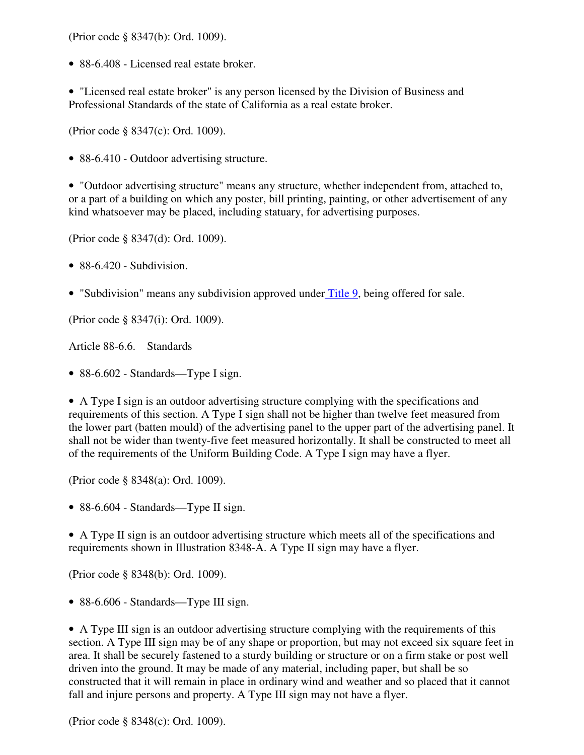(Prior code § 8347(b): Ord. 1009).

- 88-6.408 - Licensed real estate broker.

- "Licensed real estate broker" is any person licensed by the Division of Business and Professional Standards of the state of California as a real estate broker.

(Prior code § 8347(c): Ord. 1009).

- 88-6.410 - Outdoor advertising structure.

- "Outdoor advertising structure" means any structure, whether independent from, attached to, or a part of a building on which any poster, bill printing, painting, or other advertisement of any kind whatsoever may be placed, including statuary, for advertising purposes.

(Prior code § 8347(d): Ord. 1009).

- 88-6.420 - Subdivision.

- "Subdivision" means any subdivision approved under Title 9, being offered for sale.

(Prior code § 8347(i): Ord. 1009).

Article 88-6.6. Standards

- 88-6.602 - Standards—Type I sign.

- A Type I sign is an outdoor advertising structure complying with the specifications and requirements of this section. A Type I sign shall not be higher than twelve feet measured from the lower part (batten mould) of the advertising panel to the upper part of the advertising panel. It shall not be wider than twenty-five feet measured horizontally. It shall be constructed to meet all of the requirements of the Uniform Building Code. A Type I sign may have a flyer.

(Prior code § 8348(a): Ord. 1009).

- 88-6.604 - Standards—Type II sign.

- A Type II sign is an outdoor advertising structure which meets all of the specifications and requirements shown in Illustration 8348-A. A Type II sign may have a flyer.

(Prior code § 8348(b): Ord. 1009).

- 88-6.606 - Standards—Type III sign.

- A Type III sign is an outdoor advertising structure complying with the requirements of this section. A Type III sign may be of any shape or proportion, but may not exceed six square feet in area. It shall be securely fastened to a sturdy building or structure or on a firm stake or post well driven into the ground. It may be made of any material, including paper, but shall be so constructed that it will remain in place in ordinary wind and weather and so placed that it cannot fall and injure persons and property. A Type III sign may not have a flyer.

(Prior code § 8348(c): Ord. 1009).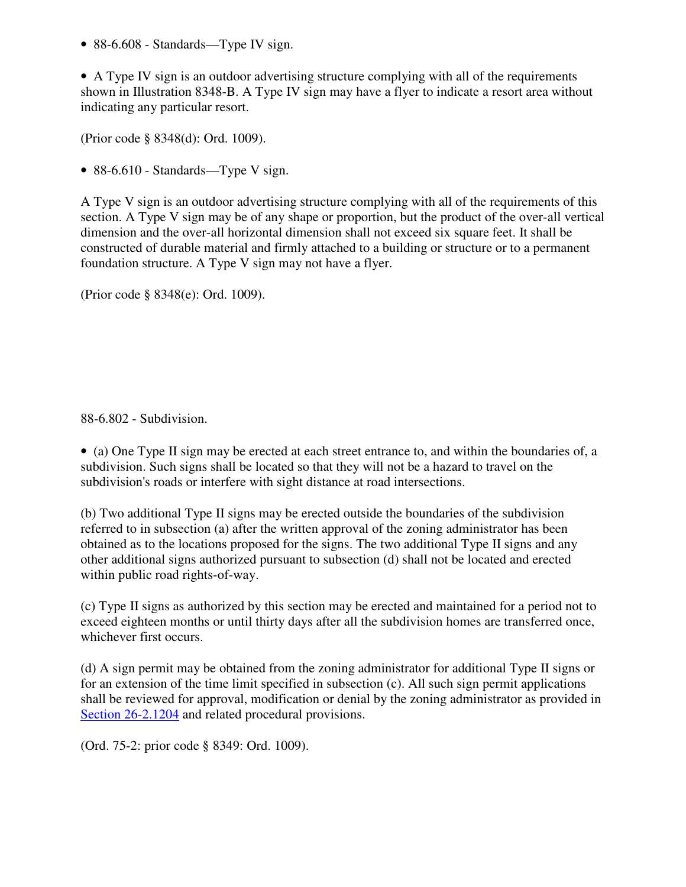- 88-6.608 - Standards—Type IV sign.

- A Type IV sign is an outdoor advertising structure complying with all of the requirements shown in Illustration 8348-B. A Type IV sign may have a flyer to indicate a resort area without indicating any particular resort.

(Prior code § 8348(d): Ord. 1009).

- 88-6.610 - Standards—Type V sign.

A Type V sign is an outdoor advertising structure complying with all of the requirements of this section. A Type V sign may be of any shape or proportion, but the product of the over-all vertical dimension and the over-all horizontal dimension shall not exceed six square feet. It shall be constructed of durable material and firmly attached to a building or structure or to a permanent foundation structure. A Type V sign may not have a flyer.

(Prior code § 8348(e): Ord. 1009).

88-6.802 - Subdivision.

- (a) One Type II sign may be erected at each street entrance to, and within the boundaries of, a subdivision. Such signs shall be located so that they will not be a hazard to travel on the subdivision's roads or interfere with sight distance at road intersections.

(b) Two additional Type II signs may be erected outside the boundaries of the subdivision referred to in subsection (a) after the written approval of the zoning administrator has been obtained as to the locations proposed for the signs. The two additional Type II signs and any other additional signs authorized pursuant to subsection (d) shall not be located and erected within public road rights-of-way.

(c) Type II signs as authorized by this section may be erected and maintained for a period not to exceed eighteen months or until thirty days after all the subdivision homes are transferred once, whichever first occurs.

(d) A sign permit may be obtained from the zoning administrator for additional Type II signs or for an extension of the time limit specified in subsection (c). All such sign permit applications shall be reviewed for approval, modification or denial by the zoning administrator as provided in Section 26-2.1204 and related procedural provisions.

(Ord. 75-2: prior code § 8349: Ord. 1009).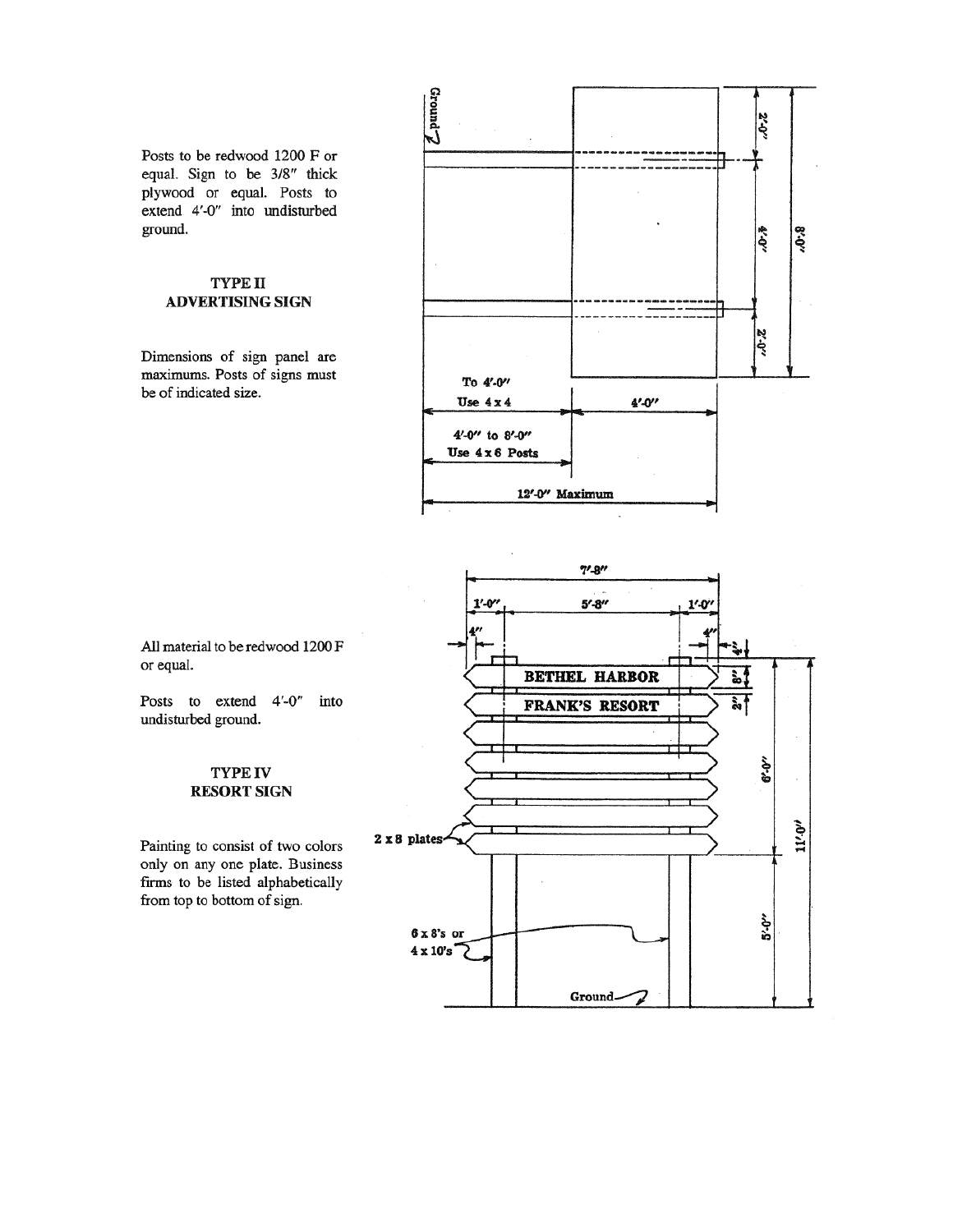Posts to be redwood 1200 F or equal. Sign to be 3/8″ thick plywood or equal. Posts to extend 4′-0″ into undisturbed ground.

## TYPE II
## ADVERTISING SIGN

Dimensions of sign panel are maximums. Posts of signs must be of indicated size.

Ground

2′-0″

4′-0″

2′-0″

8′-0″

To 4′-0″
Use 4 x 4

4′-0″

4′-0″ to 8′-0″
Use 4 x 6 Posts

12′-0″ Maximum

All material to be redwood 1200 F or equal.

Posts to extend 4′-0″ into undisturbed ground.

## TYPE IV
## RESORT SIGN

Painting to consist of two colors only on any one plate. Business firms to be listed alphabetically from top to bottom of sign.

7′-8″

1′-0″

5′-8″

1′-0″

4″

4″

4″

8″

2″

BETHEL HARBOR

FRANK'S RESORT

6′-0″

11′-0″

5′-0″

2 x 8 plates

6 x 8's or
4 x 10's

Ground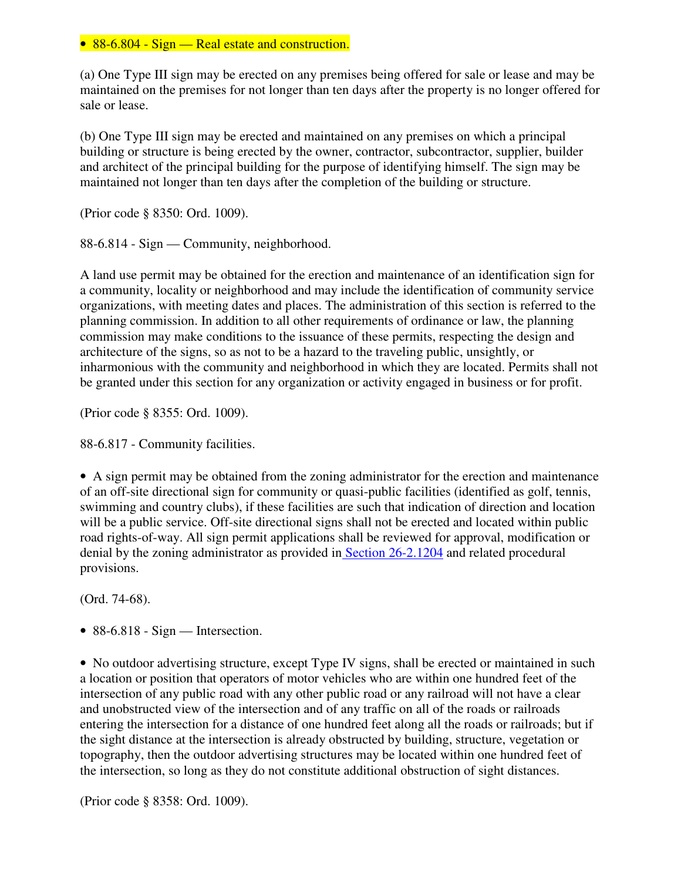- 88-6.804 - Sign — Real estate and construction.

(a) One Type III sign may be erected on any premises being offered for sale or lease and may be maintained on the premises for not longer than ten days after the property is no longer offered for sale or lease.

(b) One Type III sign may be erected and maintained on any premises on which a principal building or structure is being erected by the owner, contractor, subcontractor, supplier, builder and architect of the principal building for the purpose of identifying himself. The sign may be maintained not longer than ten days after the completion of the building or structure.

(Prior code § 8350: Ord. 1009).

88-6.814 - Sign — Community, neighborhood.

A land use permit may be obtained for the erection and maintenance of an identification sign for a community, locality or neighborhood and may include the identification of community service organizations, with meeting dates and places. The administration of this section is referred to the planning commission. In addition to all other requirements of ordinance or law, the planning commission may make conditions to the issuance of these permits, respecting the design and architecture of the signs, so as not to be a hazard to the traveling public, unsightly, or inharmonious with the community and neighborhood in which they are located. Permits shall not be granted under this section for any organization or activity engaged in business or for profit.

(Prior code § 8355: Ord. 1009).

88-6.817 - Community facilities.

- A sign permit may be obtained from the zoning administrator for the erection and maintenance of an off-site directional sign for community or quasi-public facilities (identified as golf, tennis, swimming and country clubs), if these facilities are such that indication of direction and location will be a public service. Off-site directional signs shall not be erected and located within public road rights-of-way. All sign permit applications shall be reviewed for approval, modification or denial by the zoning administrator as provided in Section 26-2.1204 and related procedural provisions.

(Ord. 74-68).

- 88-6.818 - Sign — Intersection.

- No outdoor advertising structure, except Type IV signs, shall be erected or maintained in such a location or position that operators of motor vehicles who are within one hundred feet of the intersection of any public road with any other public road or any railroad will not have a clear and unobstructed view of the intersection and of any traffic on all of the roads or railroads entering the intersection for a distance of one hundred feet along all the roads or railroads; but if the sight distance at the intersection is already obstructed by building, structure, vegetation or topography, then the outdoor advertising structures may be located within one hundred feet of the intersection, so long as they do not constitute additional obstruction of sight distances.

(Prior code § 8358: Ord. 1009).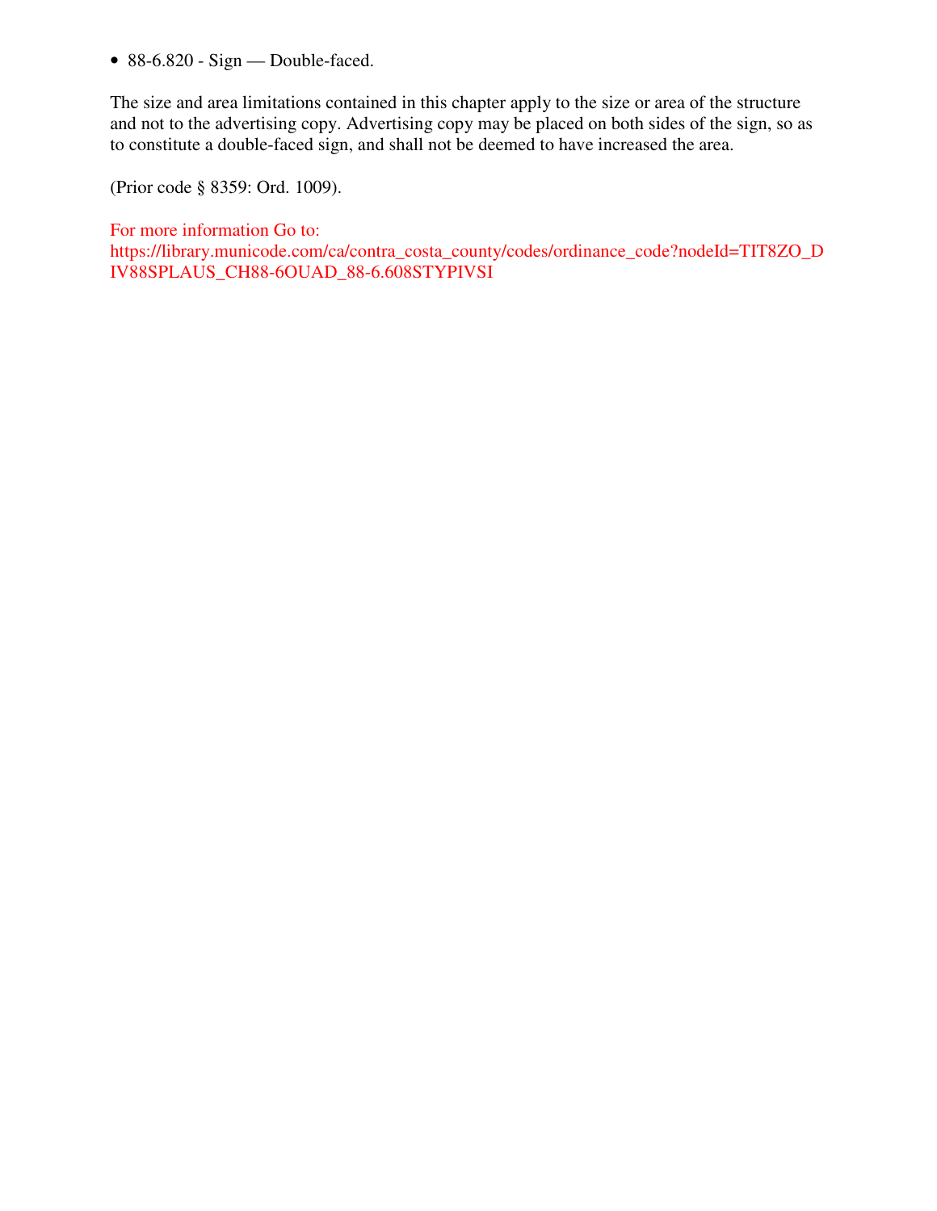- 88-6.820 - Sign — Double-faced.

The size and area limitations contained in this chapter apply to the size or area of the structure and not to the advertising copy. Advertising copy may be placed on both sides of the sign, so as to constitute a double-faced sign, and shall not be deemed to have increased the area.

(Prior code § 8359: Ord. 1009).

For more information Go to: https://library.municode.com/ca/contra_costa_county/codes/ordinance_code?nodeId=TIT8ZO_DIV88SPLAUS_CH88-6OUAD_88-6.608STYPIVSI